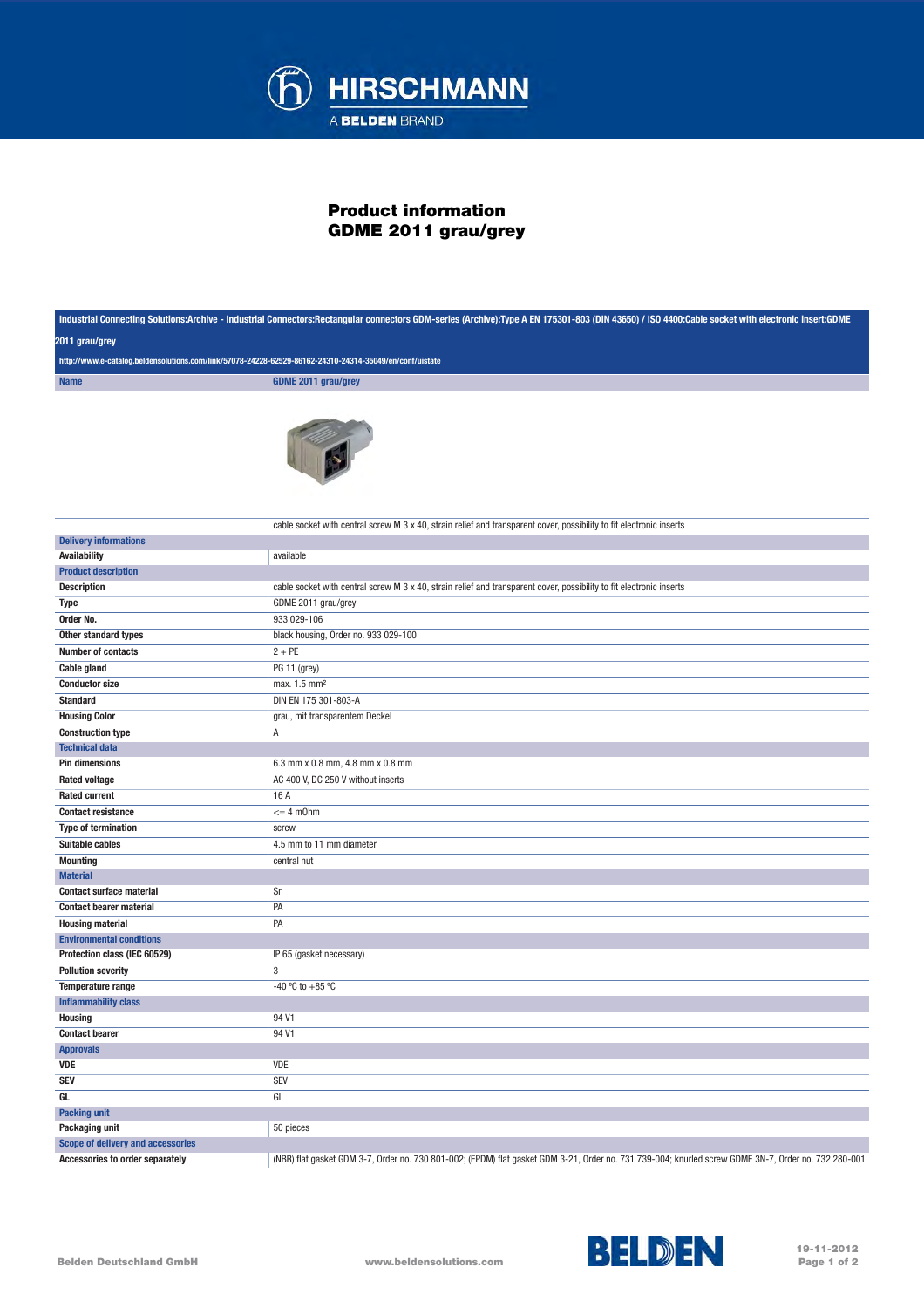# Product information
# GDME 2011 grau/grey

Industrial Connecting Solutions:Archive - Industrial Connectors:Rectangular connectors GDM-series (Archive):Type A EN 175301-803 (DIN 43650) / ISO 4400:Cable socket with electronic insert:GDME 2011 grau/grey

http://www.e-catalog.beldensolutions.com/link/57078-24228-62529-86162-24310-24314-35049/en/conf/uistate

| Name | GDME 2011 grau/grey |
|---|---|
| | cable socket with central screw M 3 x 40, strain relief and transparent cover, possibility to fit electronic inserts |
| **Delivery informations** | |
| Availability | available |
| **Product description** | |
| Description | cable socket with central screw M 3 x 40, strain relief and transparent cover, possibility to fit electronic inserts |
| Type | GDME 2011 grau/grey |
| Order No. | 933 029-106 |
| Other standard types | black housing, Order no. 933 029-100 |
| Number of contacts | 2 + PE |
| Cable gland | PG 11 (grey) |
| Conductor size | max. 1.5 mm² |
| Standard | DIN EN 175 301-803-A |
| Housing Color | grau, mit transparentem Deckel |
| Construction type | A |
| **Technical data** | |
| Pin dimensions | 6.3 mm x 0.8 mm, 4.8 mm x 0.8 mm |
| Rated voltage | AC 400 V, DC 250 V without inserts |
| Rated current | 16 A |
| Contact resistance | <= 4 mOhm |
| Type of termination | screw |
| Suitable cables | 4.5 mm to 11 mm diameter |
| Mounting | central nut |
| **Material** | |
| Contact surface material | Sn |
| Contact bearer material | PA |
| Housing material | PA |
| **Environmental conditions** | |
| Protection class (IEC 60529) | IP 65 (gasket necessary) |
| Pollution severity | 3 |
| Temperature range | -40 °C to +85 °C |
| **Inflammability class** | |
| Housing | 94 V1 |
| Contact bearer | 94 V1 |
| **Approvals** | |
| VDE | VDE |
| SEV | SEV |
| GL | GL |
| **Packing unit** | |
| Packaging unit | 50 pieces |
| **Scope of delivery and accessories** | |
| Accessories to order separately | (NBR) flat gasket GDM 3-7, Order no. 730 801-002; (EPDM) flat gasket GDM 3-21, Order no. 731 739-004; knurled screw GDME 3N-7, Order no. 732 280-001 |

Belden Deutschland GmbH www.beldensolutions.com 19-11-2012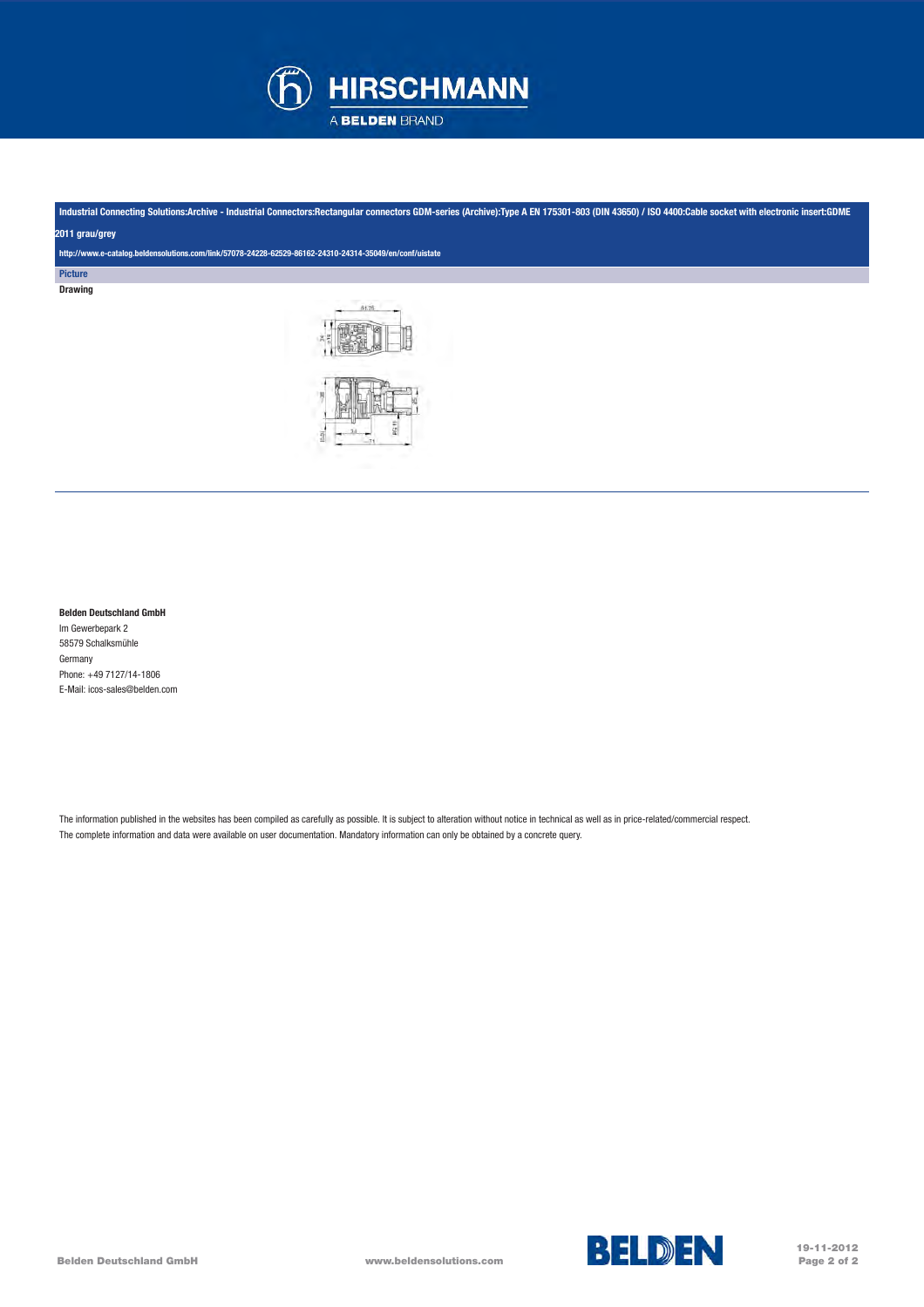**Industrial Connecting Solutions:Archive - Industrial Connectors:Rectangular connectors GDM-series (Archive):Type A EN 175301-803 (DIN 43650) / ISO 4400:Cable socket with electronic insert:GDME 2011 grau/grey**

http://www.e-catalog.beldensolutions.com/link/57078-24228-62529-86162-24310-24314-35049/en/conf/uistate

**Picture**

**Drawing**

**Belden Deutschland GmbH**
Im Gewerbepark 2
58579 Schalksmühle
Germany
Phone: +49 7127/14-1806
E-Mail: icos-sales@belden.com

The information published in the websites has been compiled as carefully as possible. It is subject to alteration without notice in technical as well as in price-related/commercial respect. The complete information and data were available on user documentation. Mandatory information can only be obtained by a concrete query.